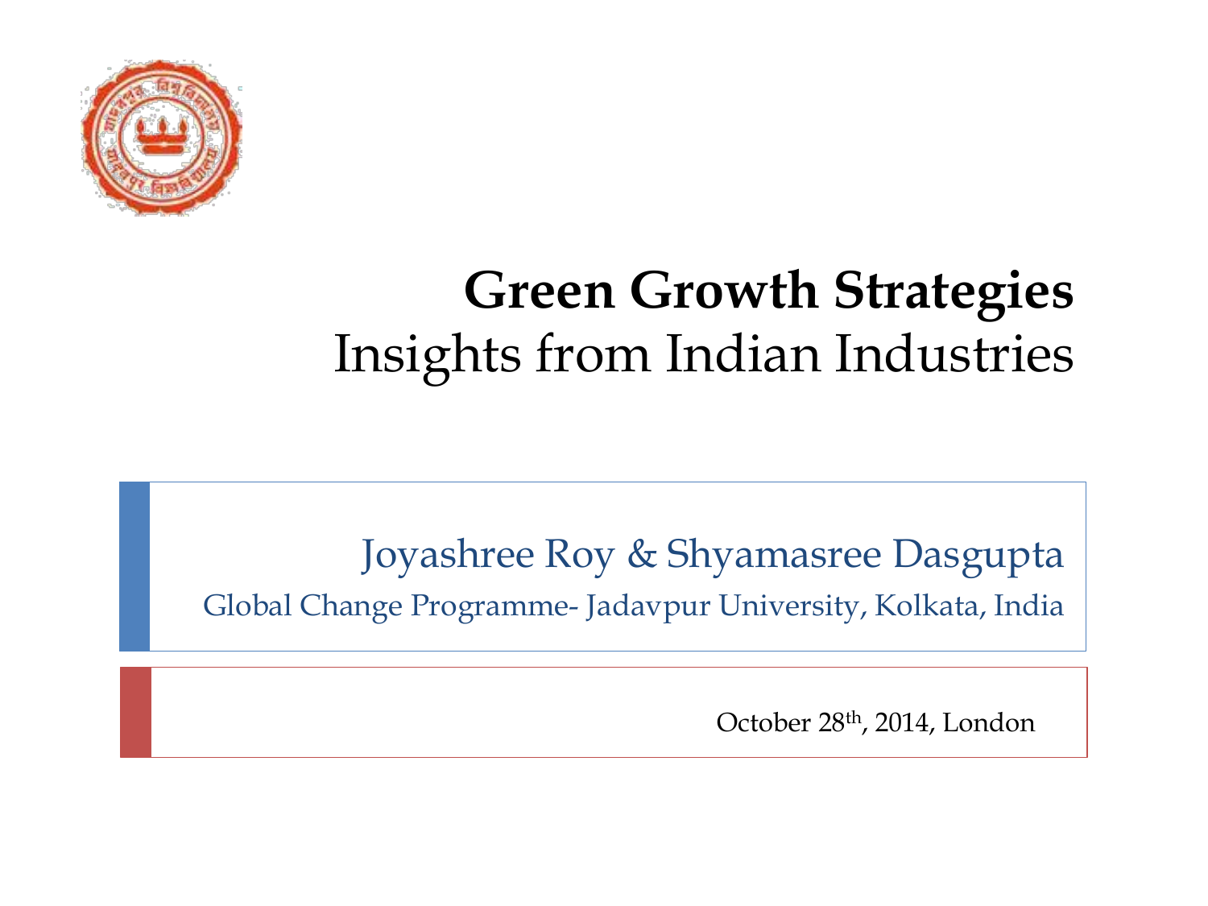# Green Growth Strategies

## Insights from Indian Industries

Joyashree Roy & Shyamasree Dasgupta

Global Change Programme- Jadavpur University, Kolkata, India

October 28th, 2014, London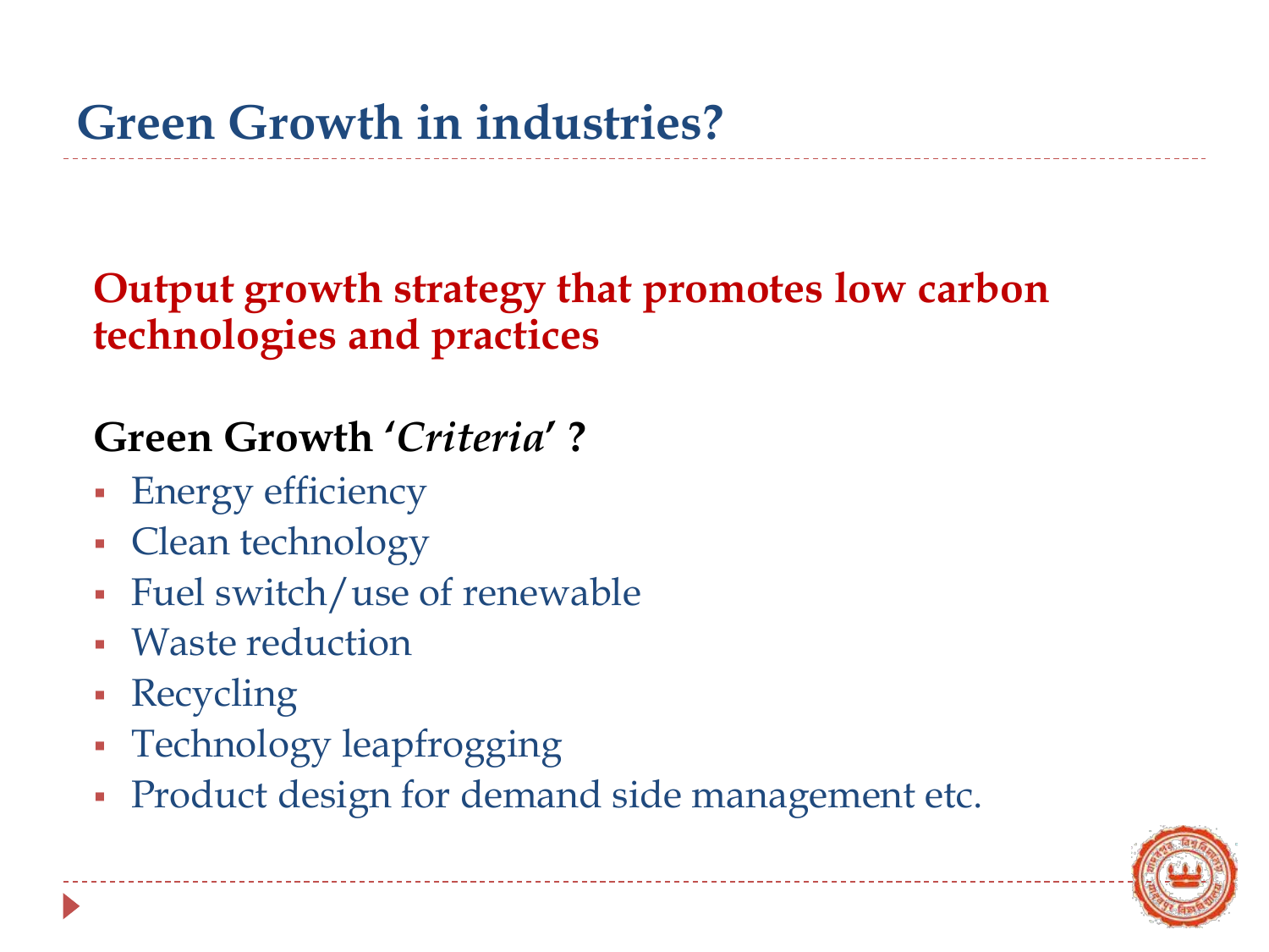# Green Growth in industries?

**Output growth strategy that promotes low carbon technologies and practices**

**Green Growth '*Criteria*' ?**

- Energy efficiency
- Clean technology
- Fuel switch/use of renewable
- Waste reduction
- Recycling
- Technology leapfrogging
- Product design for demand side management etc.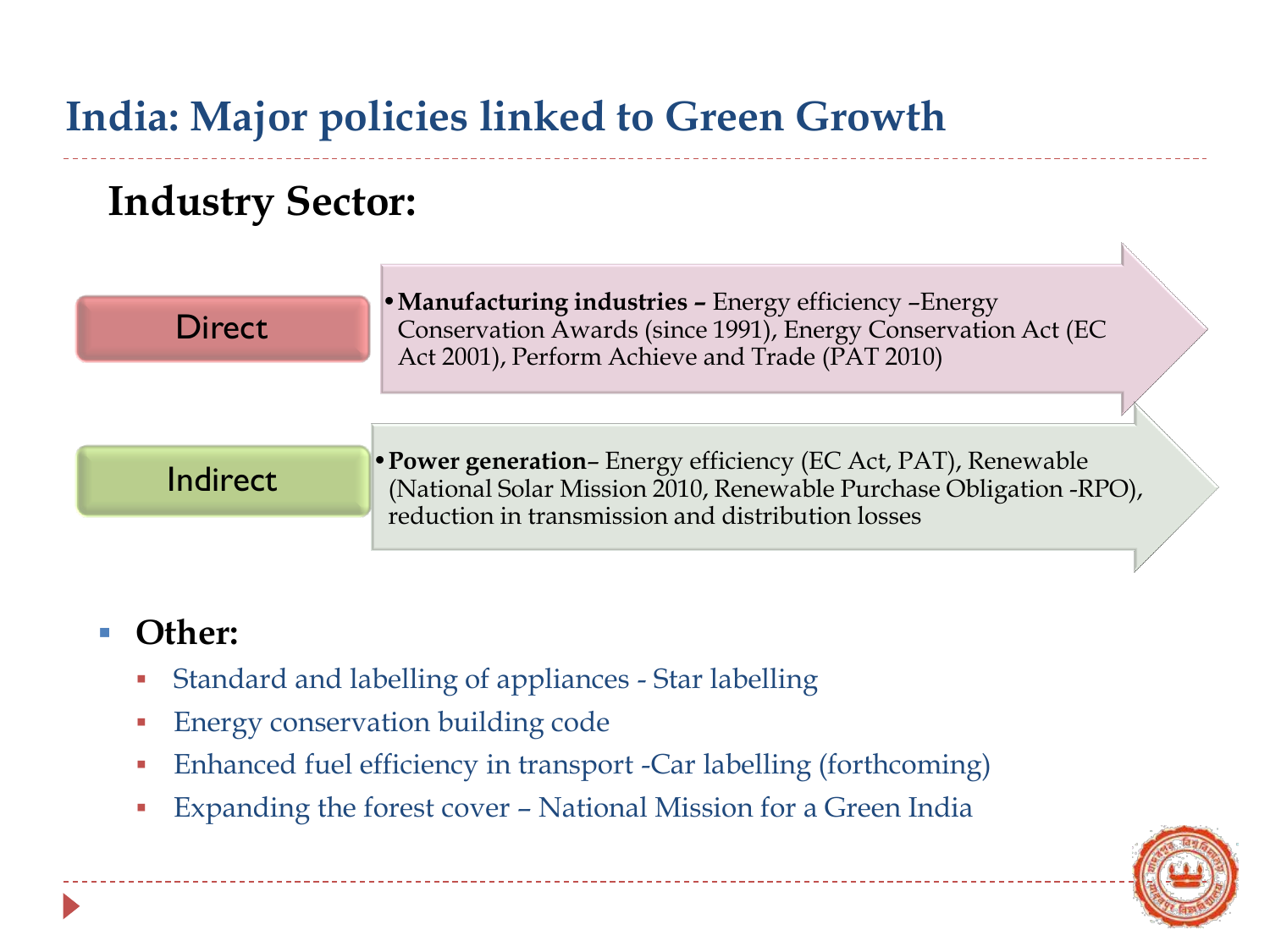# India: Major policies linked to Green Growth

## Industry Sector:

**Direct**

- **Manufacturing industries –** Energy efficiency –Energy Conservation Awards (since 1991), Energy Conservation Act (EC Act 2001), Perform Achieve and Trade (PAT 2010)

**Indirect**

- **Power generation**– Energy efficiency (EC Act, PAT), Renewable (National Solar Mission 2010, Renewable Purchase Obligation -RPO), reduction in transmission and distribution losses

- **Other:**
  - Standard and labelling of appliances - Star labelling
  - Energy conservation building code
  - Enhanced fuel efficiency in transport -Car labelling (forthcoming)
  - Expanding the forest cover – National Mission for a Green India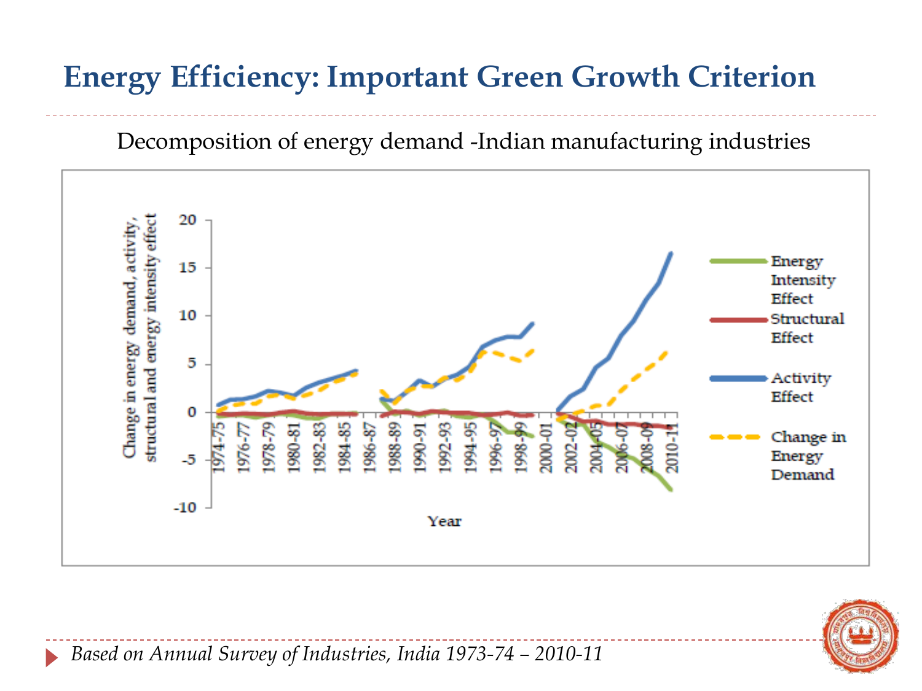# Energy Efficiency: Important Green Growth Criterion

Decomposition of energy demand -Indian manufacturing industries

*Based on Annual Survey of Industries, India 1973-74 – 2010-11*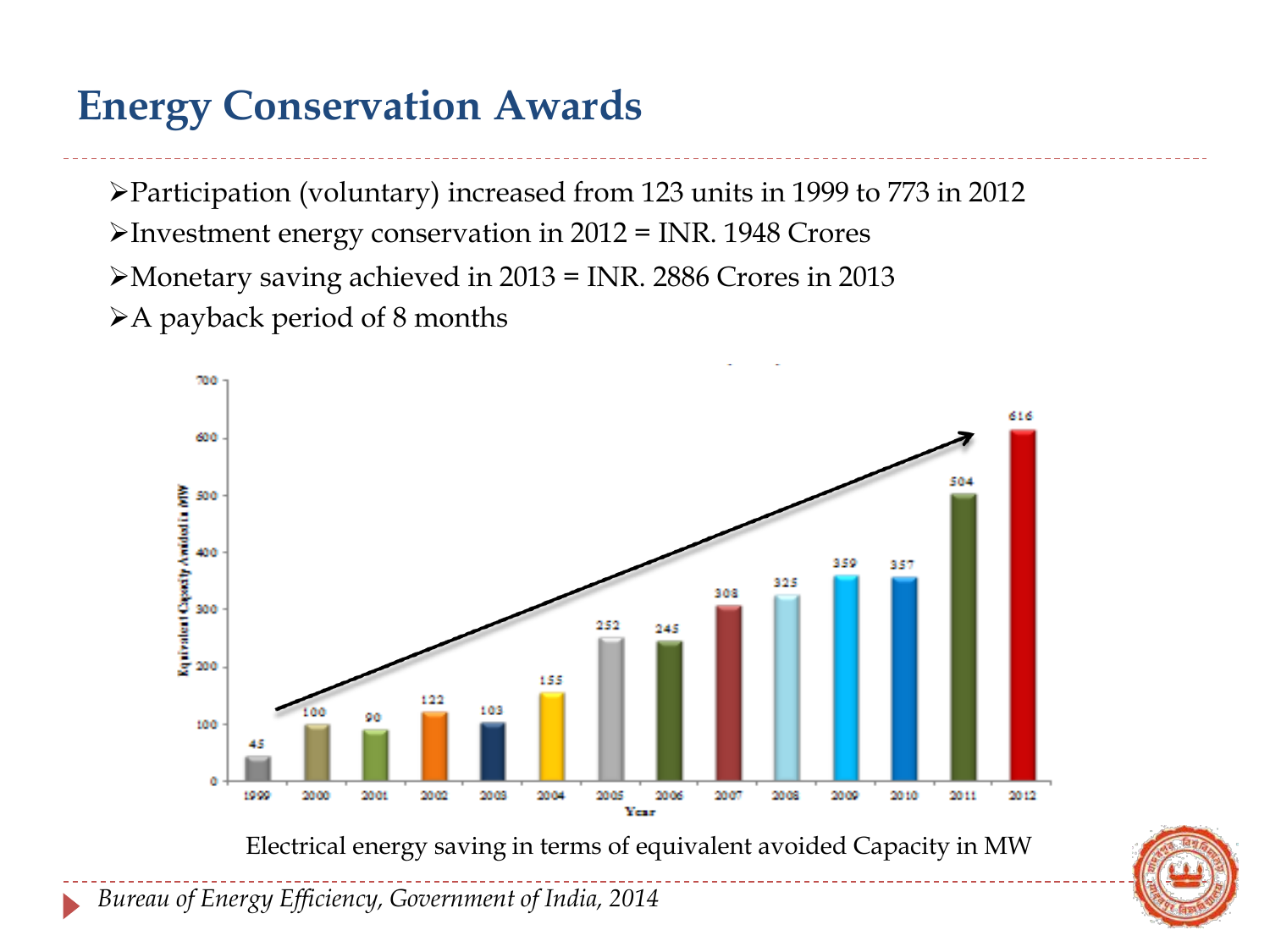# Energy Conservation Awards

- Participation (voluntary) increased from 123 units in 1999 to 773 in 2012
- Investment energy conservation in 2012 = INR. 1948 Crores
- Monetary saving achieved in 2013 = INR. 2886 Crores in 2013
- A payback period of 8 months

| Year | Equivalent Capacity Avoided in MW |
|---|---|
| 1999 | 45 |
| 2000 | 100 |
| 2001 | 90 |
| 2002 | 122 |
| 2003 | 103 |
| 2004 | 155 |
| 2005 | 252 |
| 2006 | 245 |
| 2007 | 308 |
| 2008 | 325 |
| 2009 | 359 |
| 2010 | 357 |
| 2011 | 504 |
| 2012 | 616 |

Electrical energy saving in terms of equivalent avoided Capacity in MW

*Bureau of Energy Efficiency, Government of India, 2014*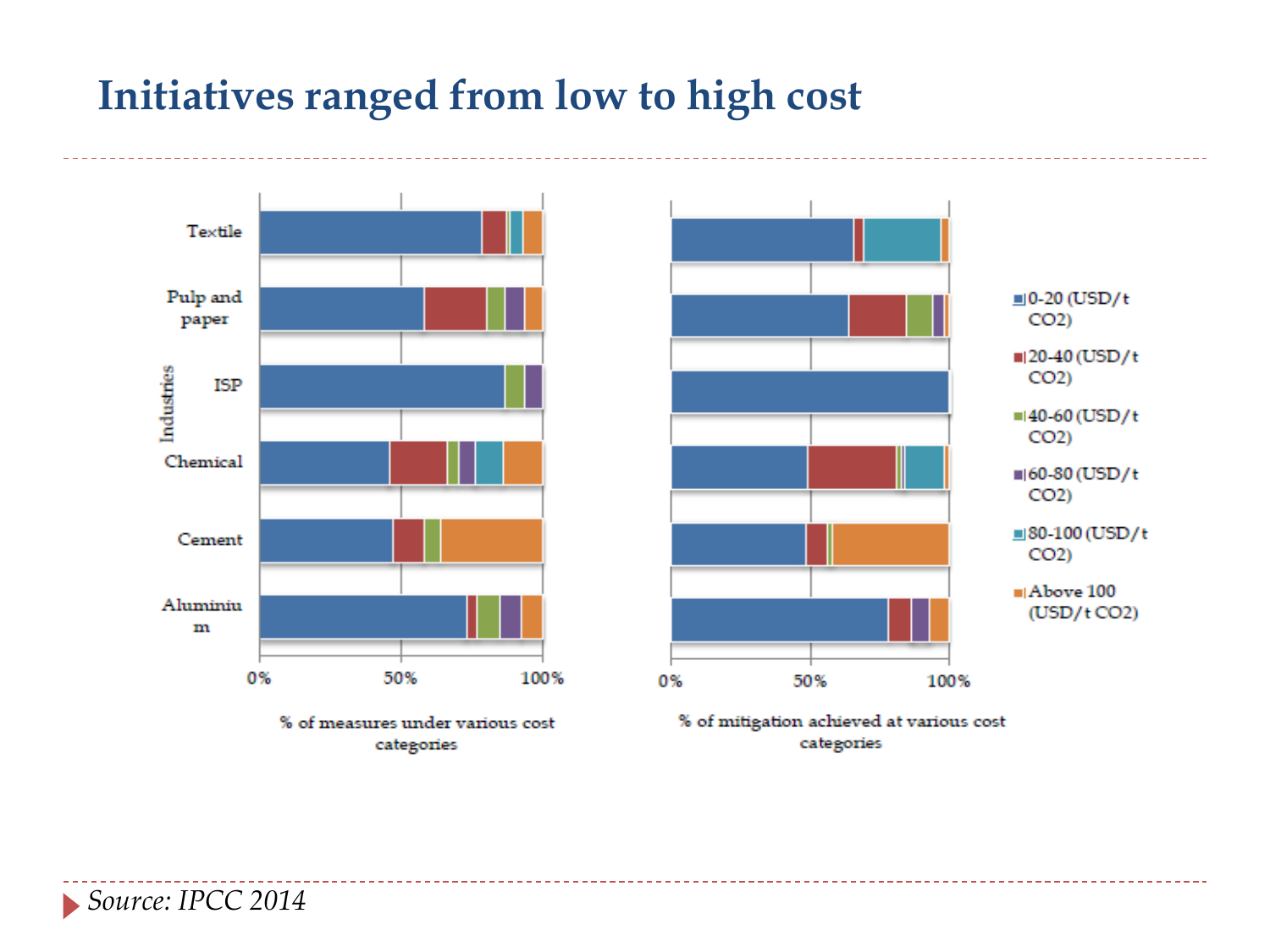# Initiatives ranged from low to high cost

Industries: Textile, Pulp and paper, ISP, Chemical, Cement, Aluminium

% of measures under various cost categories

% of mitigation achieved at various cost categories

- 0-20 (USD/t $CO_2$)
- 20-40 (USD/t $CO_2$)
- 40-60 (USD/t $CO_2$)
- 60-80 (USD/t $CO_2$)
- 80-100 (USD/t $CO_2$)
- Above 100 (USD/t $CO_2$)

*Source: IPCC 2014*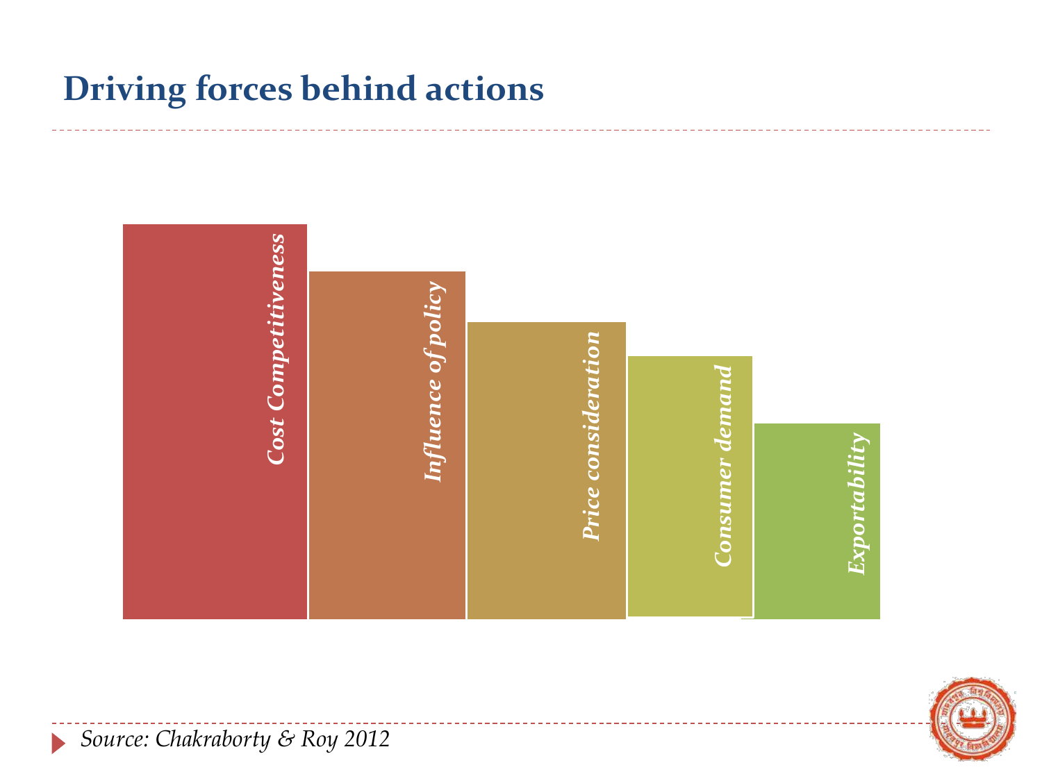# Driving forces behind actions

- *Cost Competitiveness*
- *Influence of policy*
- *Price consideration*
- *Consumer demand*
- *Exportability*

*Source: Chakraborty & Roy 2012*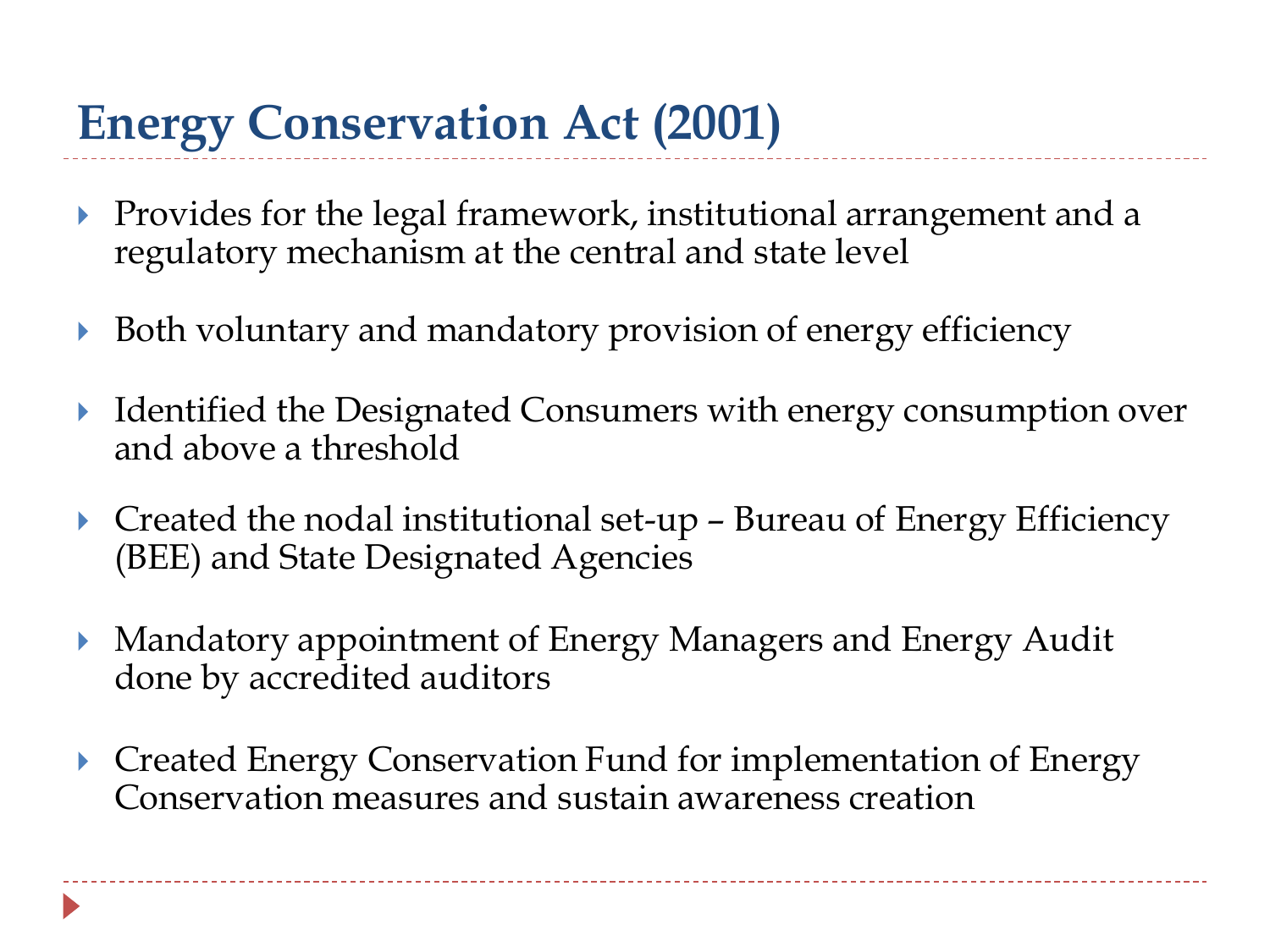# Energy Conservation Act (2001)

- Provides for the legal framework, institutional arrangement and a regulatory mechanism at the central and state level
- Both voluntary and mandatory provision of energy efficiency
- Identified the Designated Consumers with energy consumption over and above a threshold
- Created the nodal institutional set-up – Bureau of Energy Efficiency (BEE) and State Designated Agencies
- Mandatory appointment of Energy Managers and Energy Audit done by accredited auditors
- Created Energy Conservation Fund for implementation of Energy Conservation measures and sustain awareness creation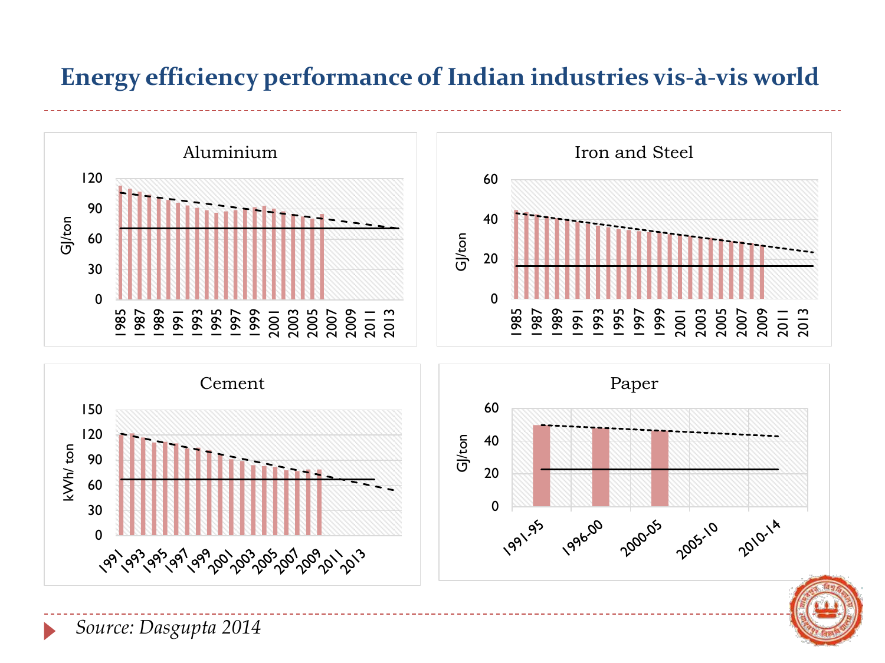# Energy efficiency performance of Indian industries vis-à-vis world

Aluminium

Iron and Steel

Cement

Paper

*Source: Dasgupta 2014*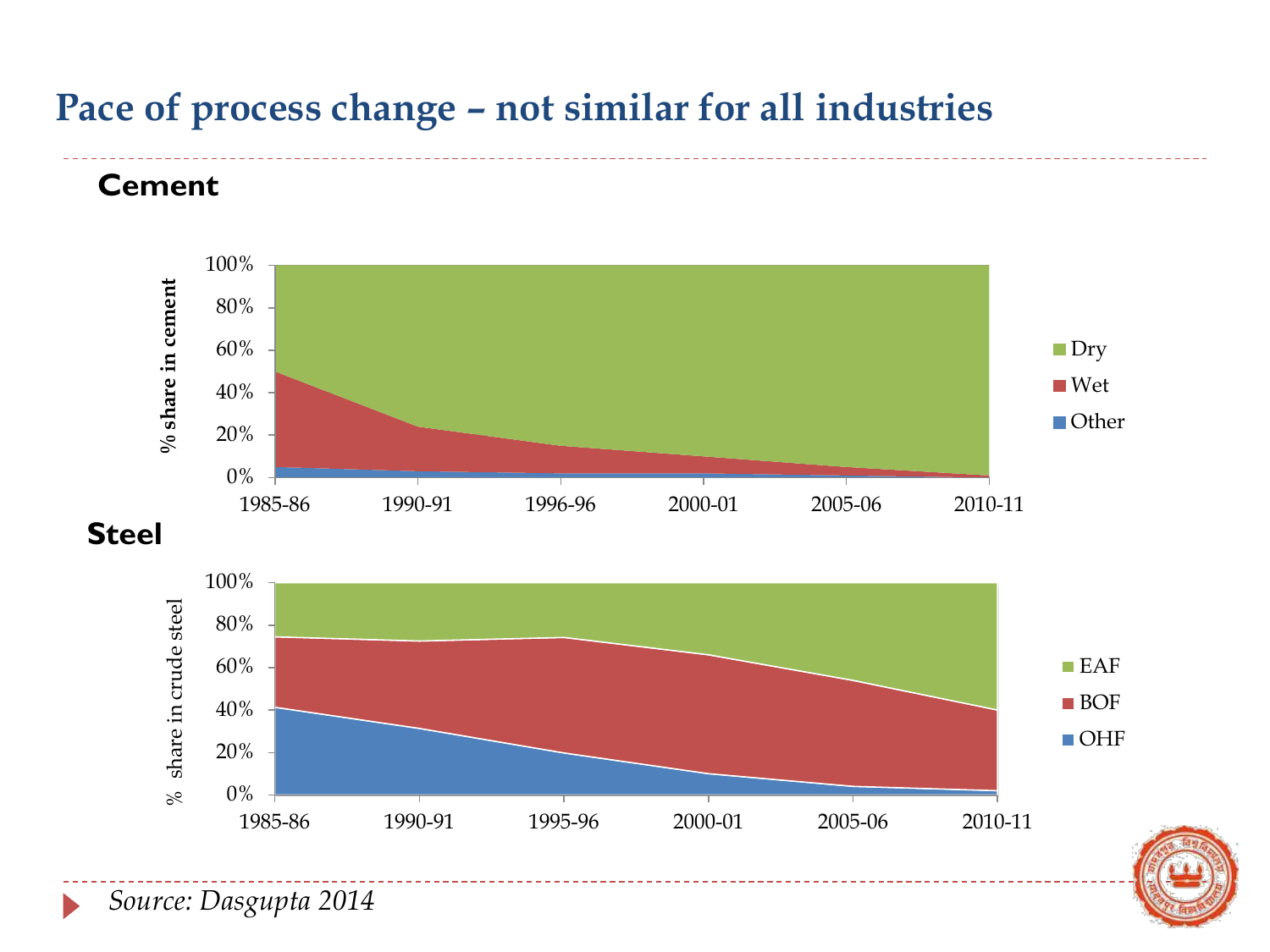# Pace of process change – not similar for all industries

**Cement**

% share in cement

100%
80%
60%
40%
20%
0%

1985-86 1990-91 1996-96 2000-01 2005-06 2010-11

Dry
Wet
Other

**Steel**

% share in crude steel

100%
80%
60%
40%
20%
0%

1985-86 1990-91 1995-96 2000-01 2005-06 2010-11

EAF
BOF
OHF

*Source: Dasgupta 2014*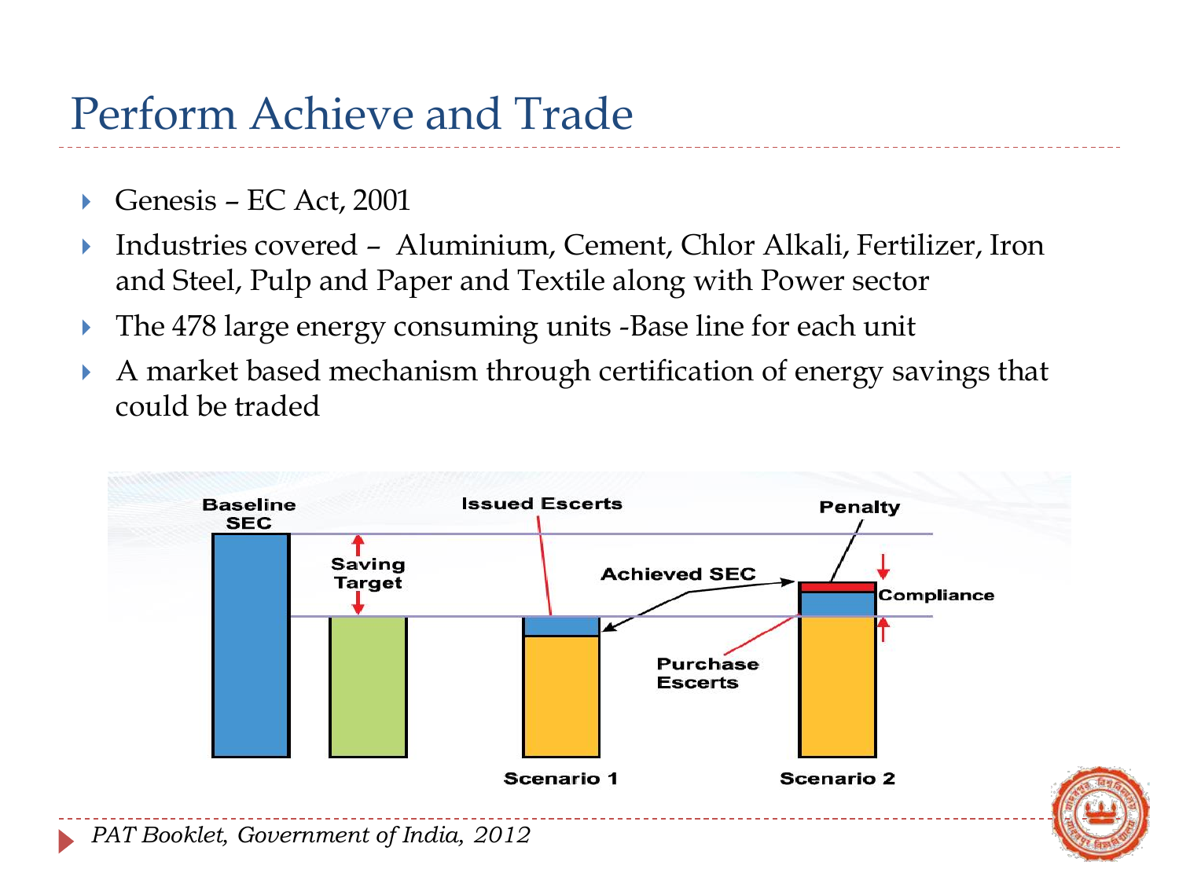# Perform Achieve and Trade

- Genesis – EC Act, 2001
- Industries covered – Aluminium, Cement, Chlor Alkali, Fertilizer, Iron and Steel, Pulp and Paper and Textile along with Power sector
- The 478 large energy consuming units -Base line for each unit
- A market based mechanism through certification of energy savings that could be traded

Baseline SEC

Saving Target

Issued Escerts

Achieved SEC

Penalty

Compliance

Purchase Escerts

Scenario 1

Scenario 2

*PAT Booklet, Government of India, 2012*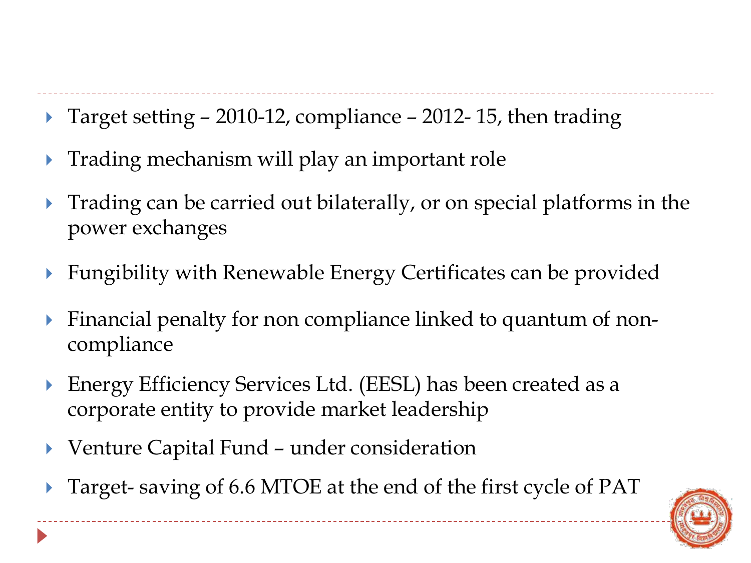- Target setting – 2010-12, compliance – 2012- 15, then trading
- Trading mechanism will play an important role
- Trading can be carried out bilaterally, or on special platforms in the power exchanges
- Fungibility with Renewable Energy Certificates can be provided
- Financial penalty for non compliance linked to quantum of non-compliance
- Energy Efficiency Services Ltd. (EESL) has been created as a corporate entity to provide market leadership
- Venture Capital Fund – under consideration
- Target- saving of 6.6 MTOE at the end of the first cycle of PAT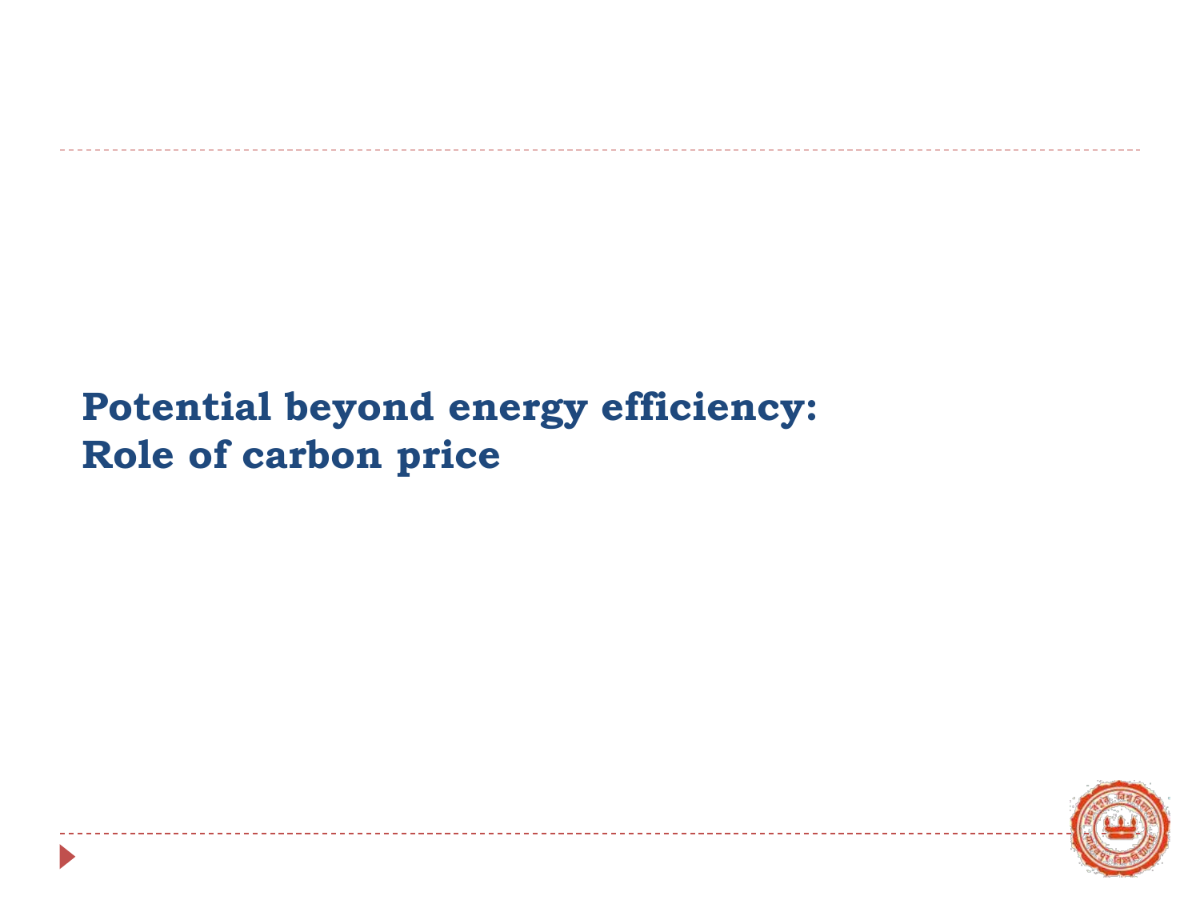# Potential beyond energy efficiency: Role of carbon price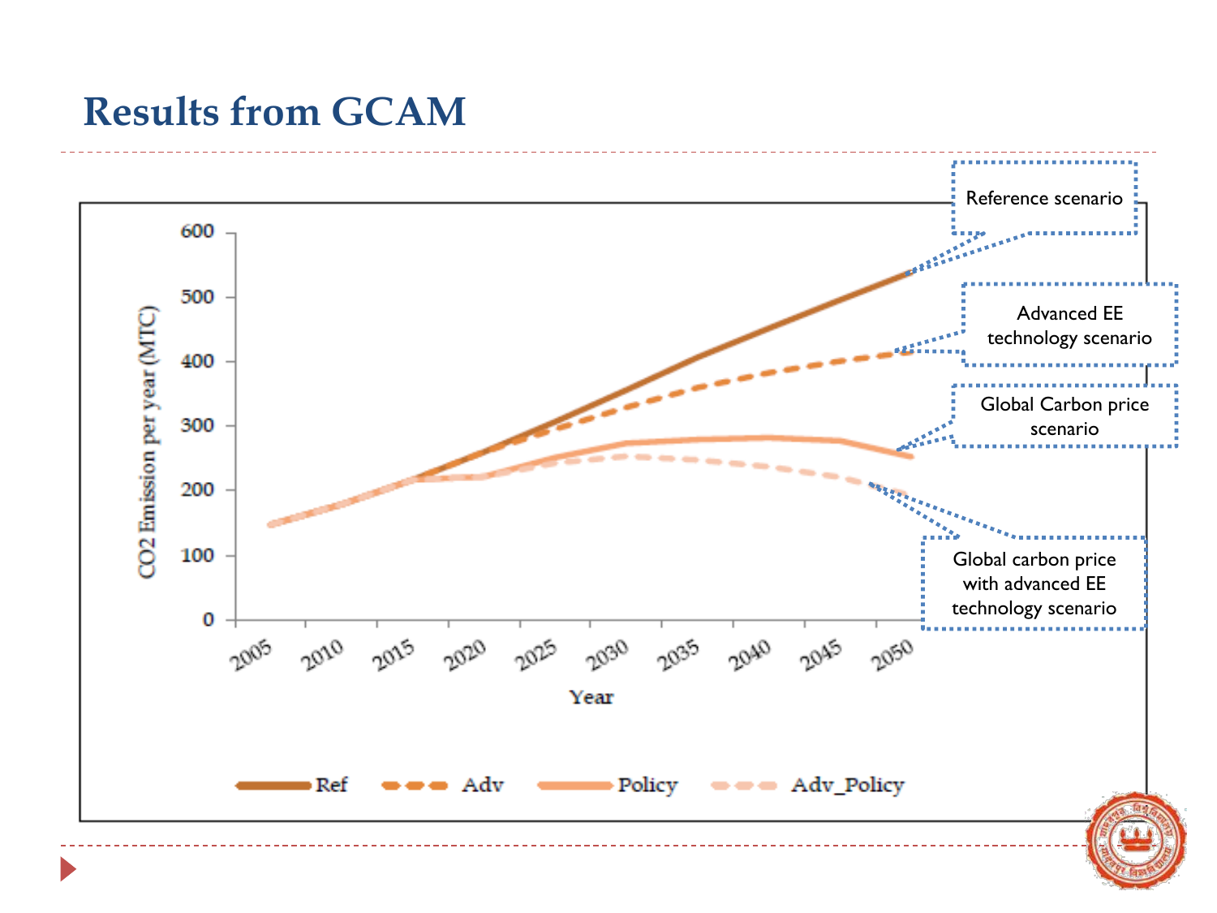# Results from GCAM

CO2 Emission per year (MTC)

600
500
400
300
200
100
0

2005 2010 2015 2020 2025 2030 2035 2040 2045 2050

Year

Ref Adv Policy Adv_Policy

Reference scenario

Advanced EE technology scenario

Global Carbon price scenario

Global carbon price with advanced EE technology scenario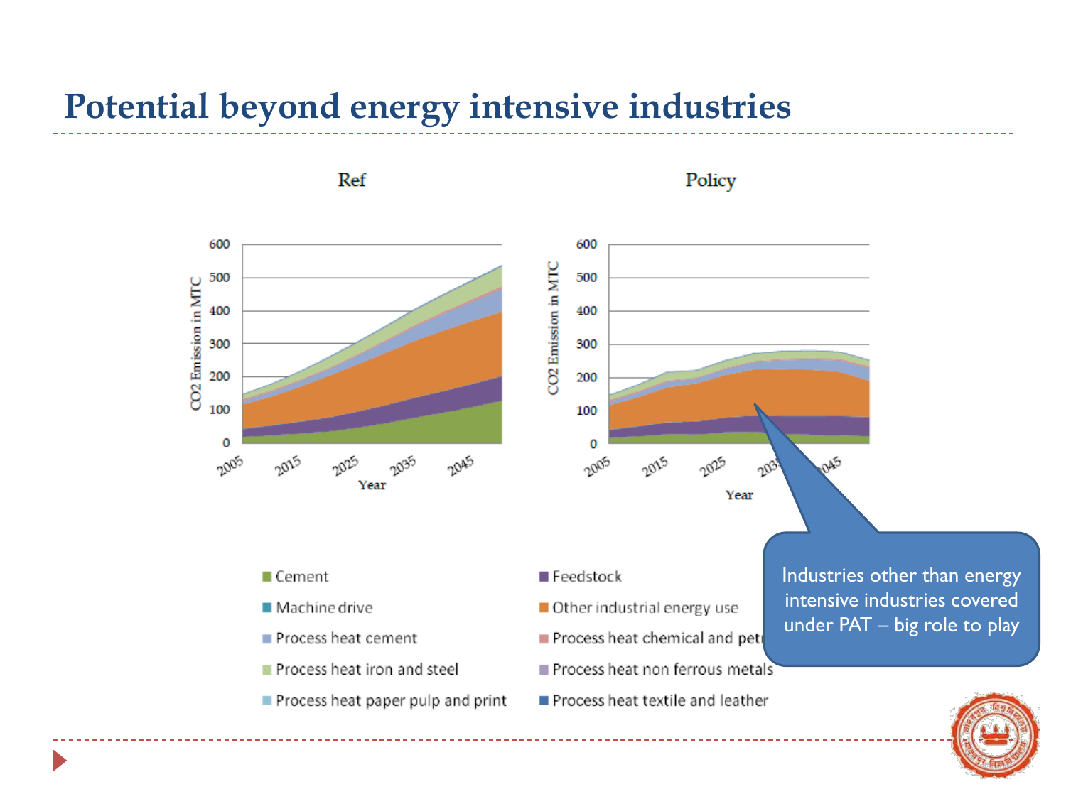# Potential beyond energy intensive industries

Ref

Policy

CO2 Emission in MTC

Year

- Cement
- Feedstock
- Machine drive
- Other industrial energy use
- Process heat cement
- Process heat chemical and petr
- Process heat iron and steel
- Process heat non ferrous metals
- Process heat paper pulp and print
- Process heat textile and leather

Industries other than energy intensive industries covered under PAT – big role to play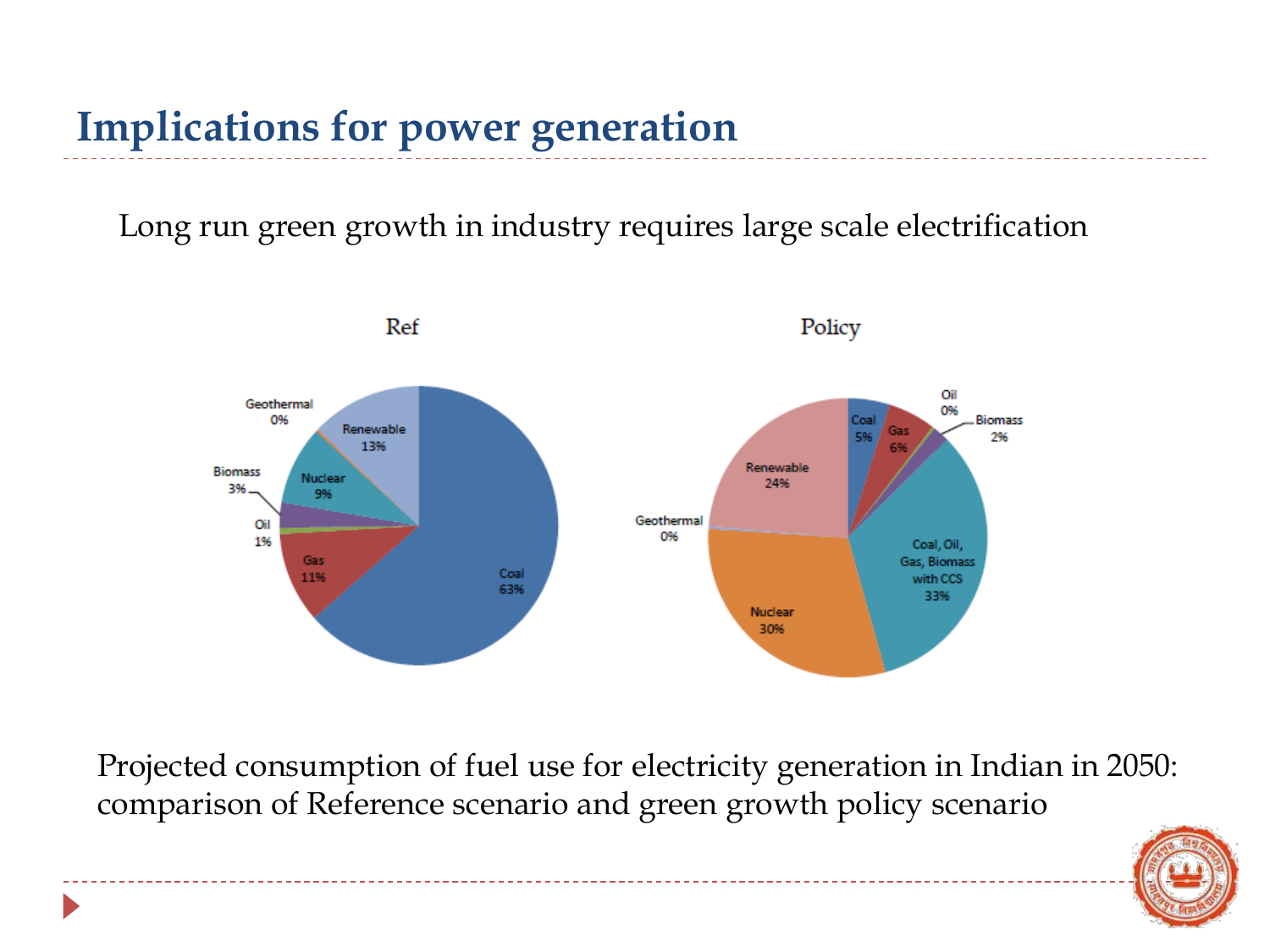# Implications for power generation

Long run green growth in industry requires large scale electrification

**Ref**

| Fuel | Share |
|---|---|
| Coal | 63% |
| Gas | 11% |
| Oil | 1% |
| Biomass | 3% |
| Nuclear | 9% |
| Geothermal | 0% |
| Renewable | 13% |

**Policy**

| Fuel | Share |
|---|---|
| Coal | 5% |
| Gas | 6% |
| Oil | 0% |
| Biomass | 2% |
| Coal, Oil, Gas, Biomass with CCS | 33% |
| Nuclear | 30% |
| Geothermal | 0% |
| Renewable | 24% |

Projected consumption of fuel use for electricity generation in Indian in 2050: comparison of Reference scenario and green growth policy scenario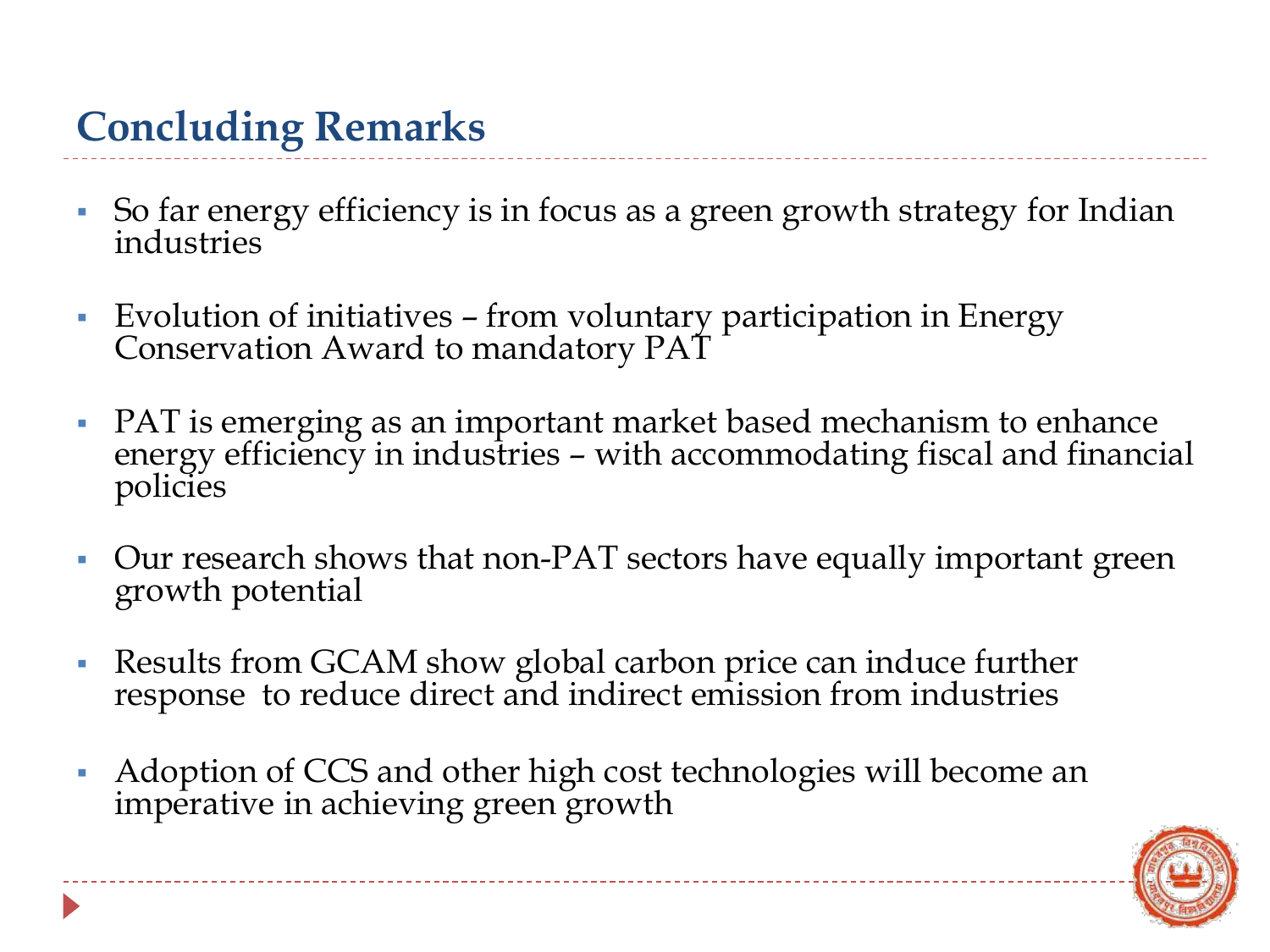## Concluding Remarks

- So far energy efficiency is in focus as a green growth strategy for Indian industries
- Evolution of initiatives – from voluntary participation in Energy Conservation Award to mandatory PAT
- PAT is emerging as an important market based mechanism to enhance energy efficiency in industries – with accommodating fiscal and financial policies
- Our research shows that non-PAT sectors have equally important green growth potential
- Results from GCAM show global carbon price can induce further response to reduce direct and indirect emission from industries
- Adoption of CCS and other high cost technologies will become an imperative in achieving green growth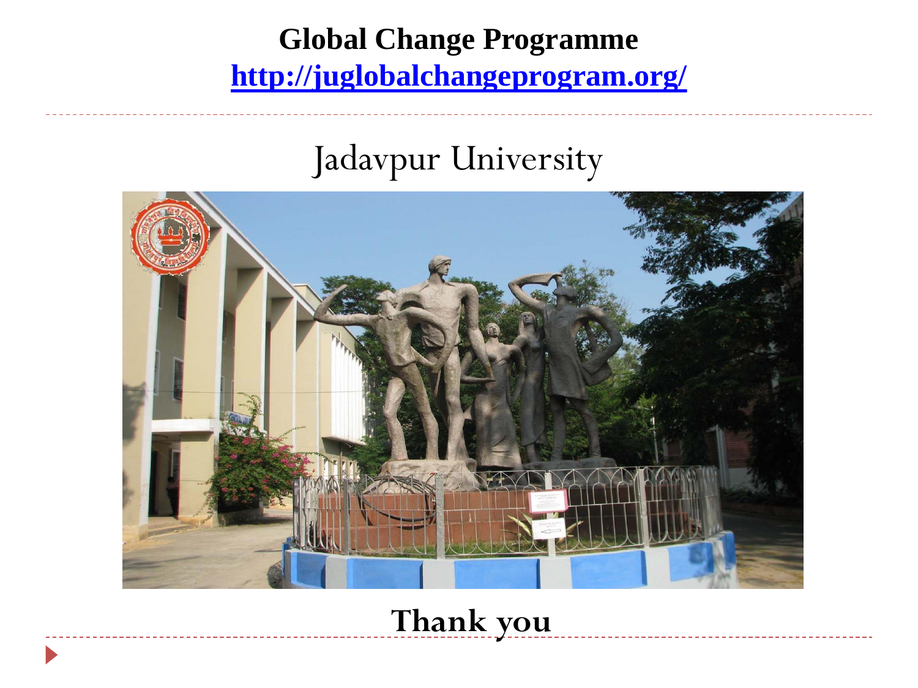**Global Change Programme**

**http://juglobalchangeprogram.org/**

Jadavpur University

**Thank you**